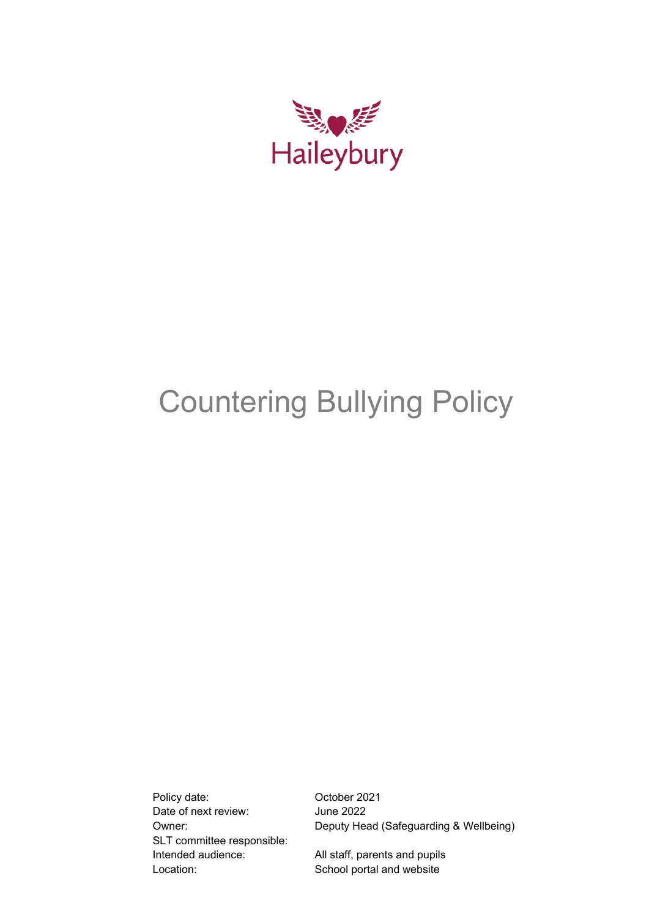Haileybury

# Countering Bullying Policy

| | |
|---|---|
| Policy date: | October 2021 |
| Date of next review: | June 2022 |
| Owner: | Deputy Head (Safeguarding & Wellbeing) |
| SLT committee responsible: | |
| Intended audience: | All staff, parents and pupils |
| Location: | School portal and website |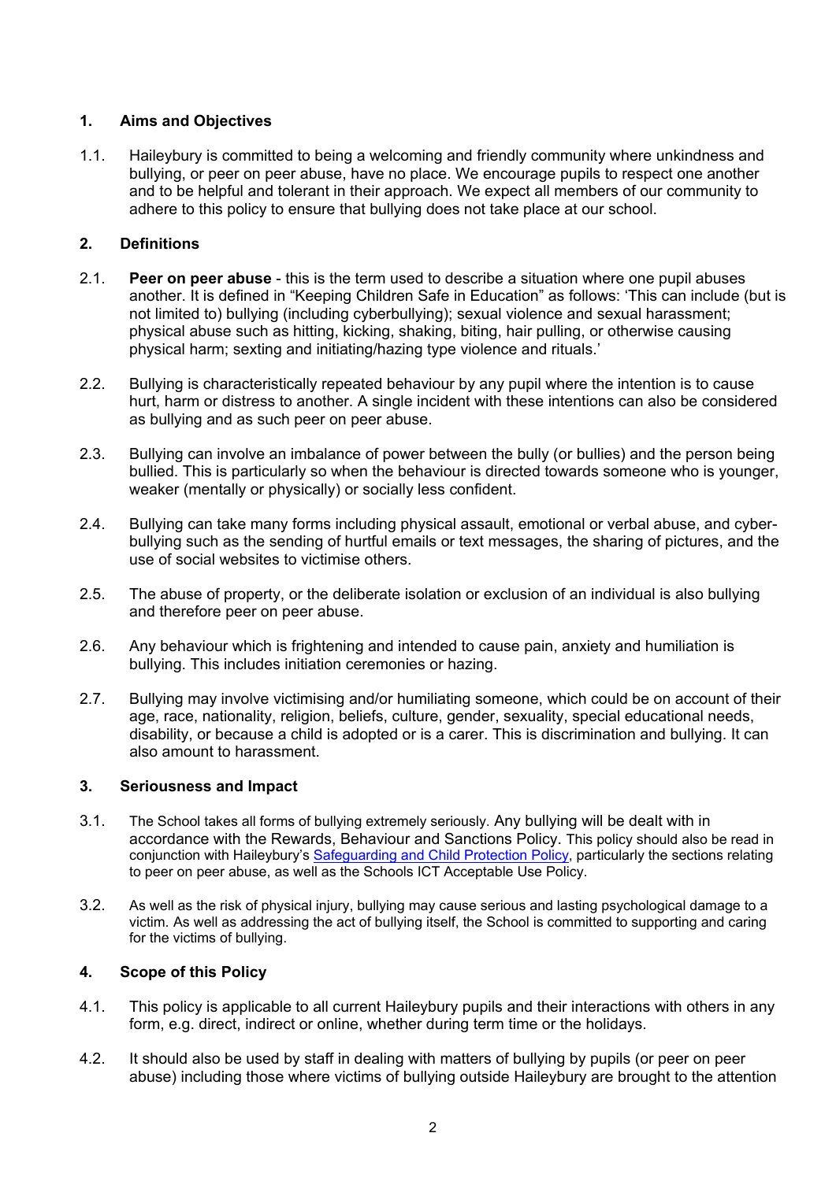## 1. Aims and Objectives

1.1. Haileybury is committed to being a welcoming and friendly community where unkindness and bullying, or peer on peer abuse, have no place. We encourage pupils to respect one another and to be helpful and tolerant in their approach. We expect all members of our community to adhere to this policy to ensure that bullying does not take place at our school.

## 2. Definitions

2.1. **Peer on peer abuse** - this is the term used to describe a situation where one pupil abuses another. It is defined in "Keeping Children Safe in Education" as follows: 'This can include (but is not limited to) bullying (including cyberbullying); sexual violence and sexual harassment; physical abuse such as hitting, kicking, shaking, biting, hair pulling, or otherwise causing physical harm; sexting and initiating/hazing type violence and rituals.'

2.2. Bullying is characteristically repeated behaviour by any pupil where the intention is to cause hurt, harm or distress to another. A single incident with these intentions can also be considered as bullying and as such peer on peer abuse.

2.3. Bullying can involve an imbalance of power between the bully (or bullies) and the person being bullied. This is particularly so when the behaviour is directed towards someone who is younger, weaker (mentally or physically) or socially less confident.

2.4. Bullying can take many forms including physical assault, emotional or verbal abuse, and cyber-bullying such as the sending of hurtful emails or text messages, the sharing of pictures, and the use of social websites to victimise others.

2.5. The abuse of property, or the deliberate isolation or exclusion of an individual is also bullying and therefore peer on peer abuse.

2.6. Any behaviour which is frightening and intended to cause pain, anxiety and humiliation is bullying. This includes initiation ceremonies or hazing.

2.7. Bullying may involve victimising and/or humiliating someone, which could be on account of their age, race, nationality, religion, beliefs, culture, gender, sexuality, special educational needs, disability, or because a child is adopted or is a carer. This is discrimination and bullying. It can also amount to harassment.

## 3. Seriousness and Impact

3.1. The School takes all forms of bullying extremely seriously. Any bullying will be dealt with in accordance with the Rewards, Behaviour and Sanctions Policy. This policy should also be read in conjunction with Haileybury's [Safeguarding and Child Protection Policy](), particularly the sections relating to peer on peer abuse, as well as the Schools ICT Acceptable Use Policy.

3.2. As well as the risk of physical injury, bullying may cause serious and lasting psychological damage to a victim. As well as addressing the act of bullying itself, the School is committed to supporting and caring for the victims of bullying.

## 4. Scope of this Policy

4.1. This policy is applicable to all current Haileybury pupils and their interactions with others in any form, e.g. direct, indirect or online, whether during term time or the holidays.

4.2. It should also be used by staff in dealing with matters of bullying by pupils (or peer on peer abuse) including those where victims of bullying outside Haileybury are brought to the attention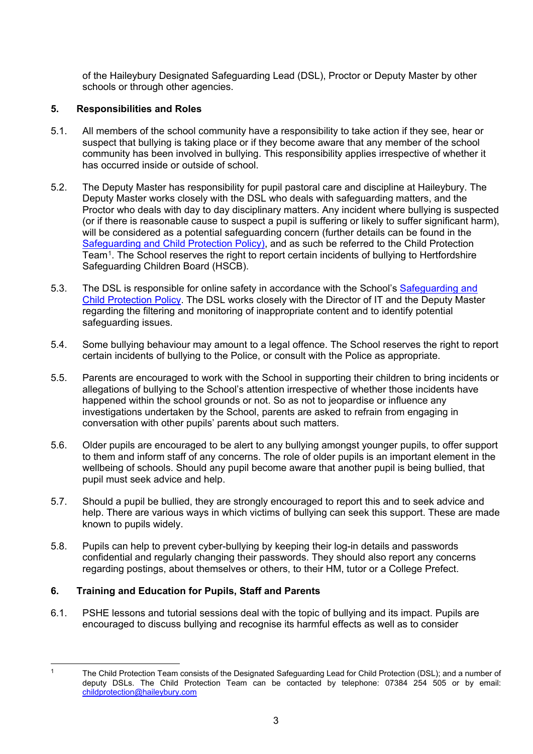of the Haileybury Designated Safeguarding Lead (DSL), Proctor or Deputy Master by other schools or through other agencies.

## 5. Responsibilities and Roles

5.1. All members of the school community have a responsibility to take action if they see, hear or suspect that bullying is taking place or if they become aware that any member of the school community has been involved in bullying. This responsibility applies irrespective of whether it has occurred inside or outside of school.

5.2. The Deputy Master has responsibility for pupil pastoral care and discipline at Haileybury. The Deputy Master works closely with the DSL who deals with safeguarding matters, and the Proctor who deals with day to day disciplinary matters. Any incident where bullying is suspected (or if there is reasonable cause to suspect a pupil is suffering or likely to suffer significant harm), will be considered as a potential safeguarding concern (further details can be found in the Safeguarding and Child Protection Policy), and as such be referred to the Child Protection Team[1]. The School reserves the right to report certain incidents of bullying to Hertfordshire Safeguarding Children Board (HSCB).

5.3. The DSL is responsible for online safety in accordance with the School's Safeguarding and Child Protection Policy. The DSL works closely with the Director of IT and the Deputy Master regarding the filtering and monitoring of inappropriate content and to identify potential safeguarding issues.

5.4. Some bullying behaviour may amount to a legal offence. The School reserves the right to report certain incidents of bullying to the Police, or consult with the Police as appropriate.

5.5. Parents are encouraged to work with the School in supporting their children to bring incidents or allegations of bullying to the School's attention irrespective of whether those incidents have happened within the school grounds or not. So as not to jeopardise or influence any investigations undertaken by the School, parents are asked to refrain from engaging in conversation with other pupils' parents about such matters.

5.6. Older pupils are encouraged to be alert to any bullying amongst younger pupils, to offer support to them and inform staff of any concerns. The role of older pupils is an important element in the wellbeing of schools. Should any pupil become aware that another pupil is being bullied, that pupil must seek advice and help.

5.7. Should a pupil be bullied, they are strongly encouraged to report this and to seek advice and help. There are various ways in which victims of bullying can seek this support. These are made known to pupils widely.

5.8. Pupils can help to prevent cyber-bullying by keeping their log-in details and passwords confidential and regularly changing their passwords. They should also report any concerns regarding postings, about themselves or others, to their HM, tutor or a College Prefect.

## 6. Training and Education for Pupils, Staff and Parents

6.1. PSHE lessons and tutorial sessions deal with the topic of bullying and its impact. Pupils are encouraged to discuss bullying and recognise its harmful effects as well as to consider

---

[1] The Child Protection Team consists of the Designated Safeguarding Lead for Child Protection (DSL); and a number of deputy DSLs. The Child Protection Team can be contacted by telephone: 07384 254 505 or by email: childprotection@haileybury.com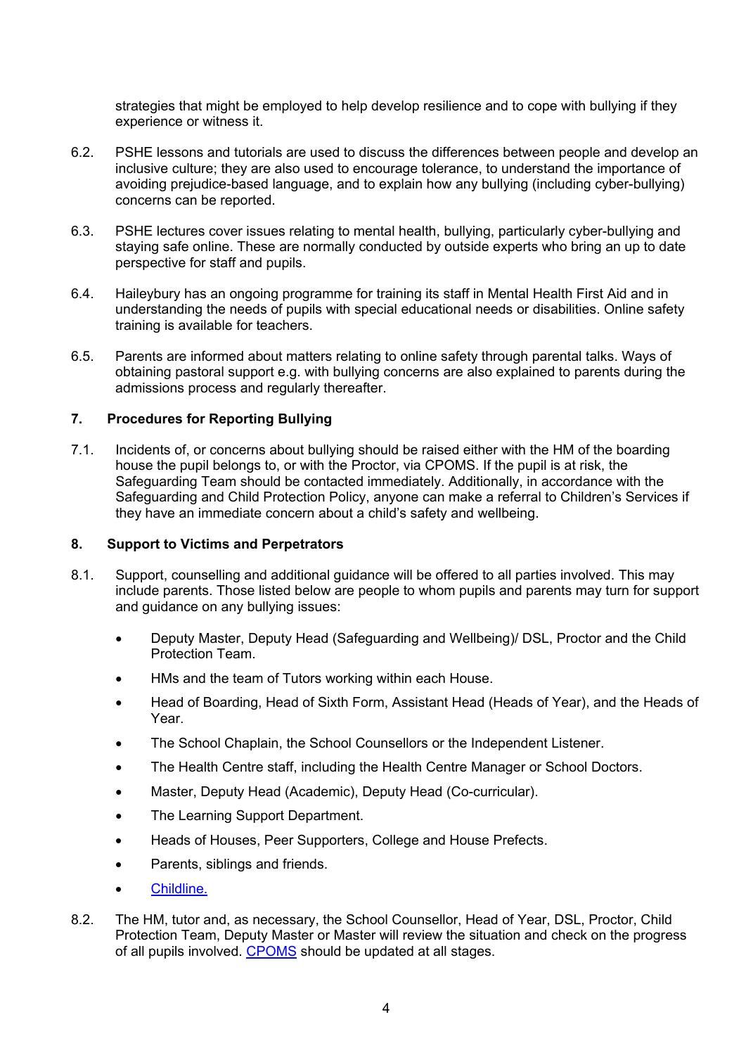strategies that might be employed to help develop resilience and to cope with bullying if they experience or witness it.

6.2. PSHE lessons and tutorials are used to discuss the differences between people and develop an inclusive culture; they are also used to encourage tolerance, to understand the importance of avoiding prejudice-based language, and to explain how any bullying (including cyber-bullying) concerns can be reported.

6.3. PSHE lectures cover issues relating to mental health, bullying, particularly cyber-bullying and staying safe online. These are normally conducted by outside experts who bring an up to date perspective for staff and pupils.

6.4. Haileybury has an ongoing programme for training its staff in Mental Health First Aid and in understanding the needs of pupils with special educational needs or disabilities. Online safety training is available for teachers.

6.5. Parents are informed about matters relating to online safety through parental talks. Ways of obtaining pastoral support e.g. with bullying concerns are also explained to parents during the admissions process and regularly thereafter.

## 7. Procedures for Reporting Bullying

7.1. Incidents of, or concerns about bullying should be raised either with the HM of the boarding house the pupil belongs to, or with the Proctor, via CPOMS. If the pupil is at risk, the Safeguarding Team should be contacted immediately. Additionally, in accordance with the Safeguarding and Child Protection Policy, anyone can make a referral to Children's Services if they have an immediate concern about a child's safety and wellbeing.

## 8. Support to Victims and Perpetrators

8.1. Support, counselling and additional guidance will be offered to all parties involved. This may include parents. Those listed below are people to whom pupils and parents may turn for support and guidance on any bullying issues:

- Deputy Master, Deputy Head (Safeguarding and Wellbeing)/ DSL, Proctor and the Child Protection Team.
- HMs and the team of Tutors working within each House.
- Head of Boarding, Head of Sixth Form, Assistant Head (Heads of Year), and the Heads of Year.
- The School Chaplain, the School Counsellors or the Independent Listener.
- The Health Centre staff, including the Health Centre Manager or School Doctors.
- Master, Deputy Head (Academic), Deputy Head (Co-curricular).
- The Learning Support Department.
- Heads of Houses, Peer Supporters, College and House Prefects.
- Parents, siblings and friends.
- Childline.

8.2. The HM, tutor and, as necessary, the School Counsellor, Head of Year, DSL, Proctor, Child Protection Team, Deputy Master or Master will review the situation and check on the progress of all pupils involved. CPOMS should be updated at all stages.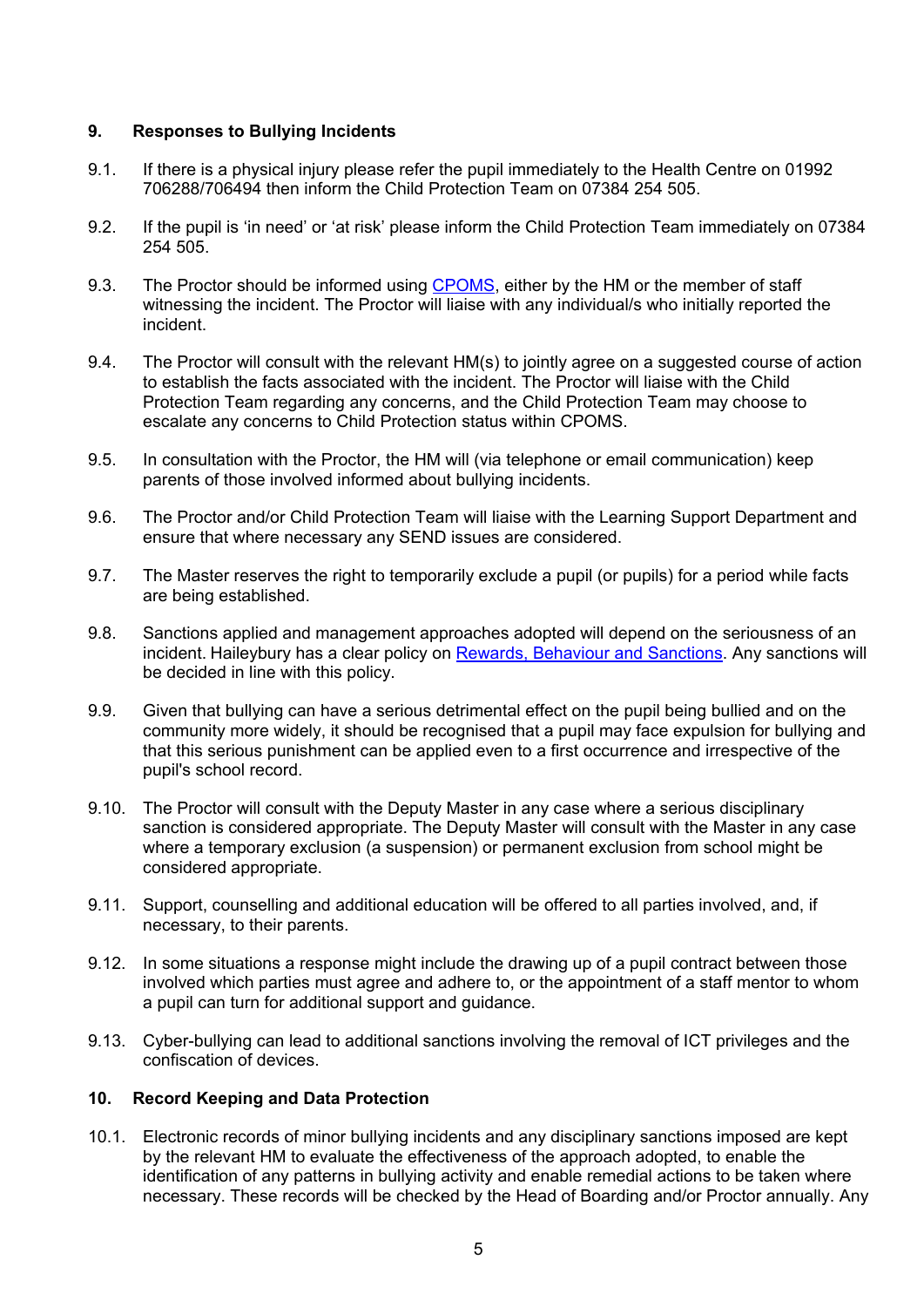## 9. Responses to Bullying Incidents

9.1. If there is a physical injury please refer the pupil immediately to the Health Centre on 01992 706288/706494 then inform the Child Protection Team on 07384 254 505.

9.2. If the pupil is 'in need' or 'at risk' please inform the Child Protection Team immediately on 07384 254 505.

9.3. The Proctor should be informed using [CPOMS], either by the HM or the member of staff witnessing the incident. The Proctor will liaise with any individual/s who initially reported the incident.

9.4. The Proctor will consult with the relevant HM(s) to jointly agree on a suggested course of action to establish the facts associated with the incident. The Proctor will liaise with the Child Protection Team regarding any concerns, and the Child Protection Team may choose to escalate any concerns to Child Protection status within CPOMS.

9.5. In consultation with the Proctor, the HM will (via telephone or email communication) keep parents of those involved informed about bullying incidents.

9.6. The Proctor and/or Child Protection Team will liaise with the Learning Support Department and ensure that where necessary any SEND issues are considered.

9.7. The Master reserves the right to temporarily exclude a pupil (or pupils) for a period while facts are being established.

9.8. Sanctions applied and management approaches adopted will depend on the seriousness of an incident. Haileybury has a clear policy on [Rewards, Behaviour and Sanctions]. Any sanctions will be decided in line with this policy.

9.9. Given that bullying can have a serious detrimental effect on the pupil being bullied and on the community more widely, it should be recognised that a pupil may face expulsion for bullying and that this serious punishment can be applied even to a first occurrence and irrespective of the pupil's school record.

9.10. The Proctor will consult with the Deputy Master in any case where a serious disciplinary sanction is considered appropriate. The Deputy Master will consult with the Master in any case where a temporary exclusion (a suspension) or permanent exclusion from school might be considered appropriate.

9.11. Support, counselling and additional education will be offered to all parties involved, and, if necessary, to their parents.

9.12. In some situations a response might include the drawing up of a pupil contract between those involved which parties must agree and adhere to, or the appointment of a staff mentor to whom a pupil can turn for additional support and guidance.

9.13. Cyber-bullying can lead to additional sanctions involving the removal of ICT privileges and the confiscation of devices.

## 10. Record Keeping and Data Protection

10.1. Electronic records of minor bullying incidents and any disciplinary sanctions imposed are kept by the relevant HM to evaluate the effectiveness of the approach adopted, to enable the identification of any patterns in bullying activity and enable remedial actions to be taken where necessary. These records will be checked by the Head of Boarding and/or Proctor annually. Any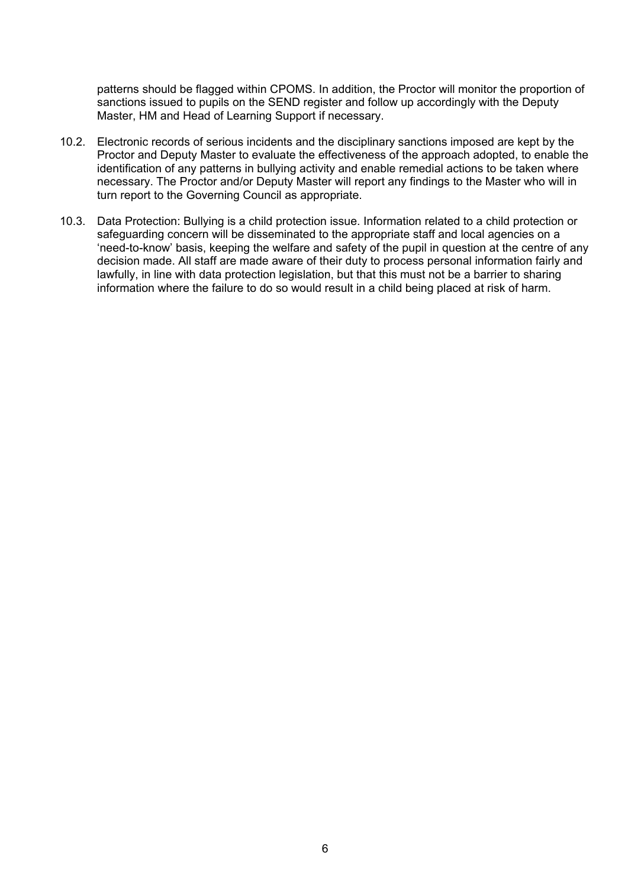patterns should be flagged within CPOMS. In addition, the Proctor will monitor the proportion of sanctions issued to pupils on the SEND register and follow up accordingly with the Deputy Master, HM and Head of Learning Support if necessary.

10.2. Electronic records of serious incidents and the disciplinary sanctions imposed are kept by the Proctor and Deputy Master to evaluate the effectiveness of the approach adopted, to enable the identification of any patterns in bullying activity and enable remedial actions to be taken where necessary. The Proctor and/or Deputy Master will report any findings to the Master who will in turn report to the Governing Council as appropriate.

10.3. Data Protection: Bullying is a child protection issue. Information related to a child protection or safeguarding concern will be disseminated to the appropriate staff and local agencies on a 'need-to-know' basis, keeping the welfare and safety of the pupil in question at the centre of any decision made. All staff are made aware of their duty to process personal information fairly and lawfully, in line with data protection legislation, but that this must not be a barrier to sharing information where the failure to do so would result in a child being placed at risk of harm.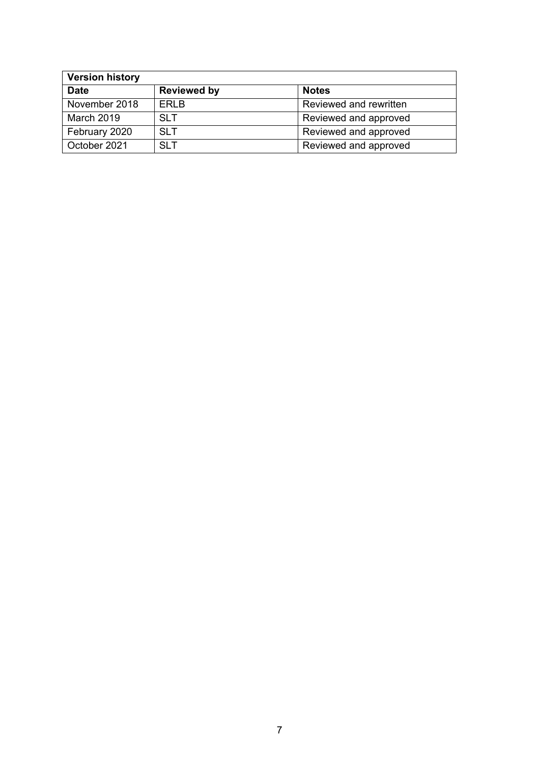| Version history | | |
|---|---|---|
| **Date** | **Reviewed by** | **Notes** |
| November 2018 | ERLB | Reviewed and rewritten |
| March 2019 | SLT | Reviewed and approved |
| February 2020 | SLT | Reviewed and approved |
| October 2021 | SLT | Reviewed and approved |